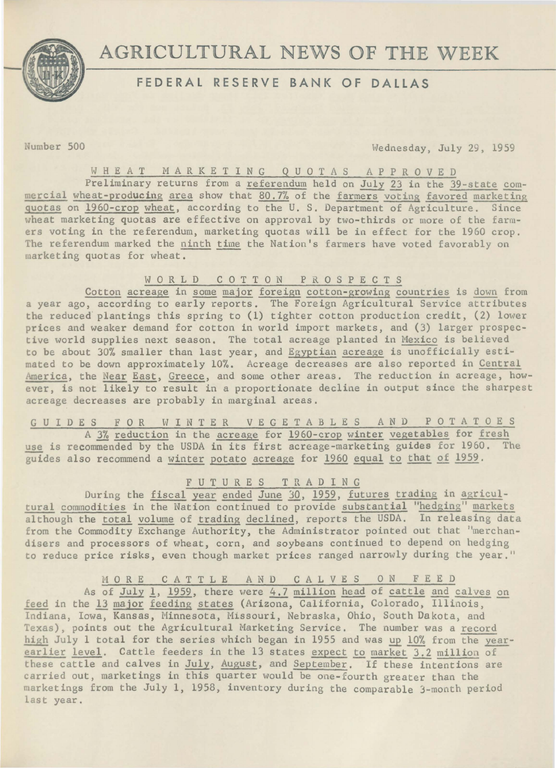# AGRICULTURAL NEWS OF THE WEEK

## FEDERAL RESERVE BANK OF DALLAS

Number 500 Wednesday, July 29, 1959

### WHEAT MARKETING QUOTAS APPROVED

Preliminary returns from a referendum held on July 23 in the 39-state commercial wheat-producing area show that 80.7% of the farmers voting favored marketing quotas on 1960-crop wheat, according to the U. S. Department of Agriculture. Since wheat marketing quotas are effective on approval by two-thirds or more of the farmers voting in the referendum, marketing quotas will be in effect for the 1960 crop. The referendum marked the ninth time the Nation's farmers have voted favorably on marketing quotas for wheat.

### WORLD COTTON PROSPECTS

Cotton acreage in some major foreign cotton-growing countries is down from a year ago, according to early reports. The Foreign Agricultural Service attributes the reduced plantings this spring to (1) tighter cotton production credit, (2) lower prices and weaker demand for cotton in world import markets, and (3) larger prospective world supplies next season. The total acreage planted in Mexico is believed to be about 30% smaller than last year, and Egyptian acreage is unofficially estimated to be down approximately 10%. Acreage decreases are also reported in Central America, the Near East, Greece, and some other areas. The reduction in acreage, however, is not likely to result in a proportionate decline in output since the sharpest acreage decreases are probably in marginal areas.

### GUIDES FOR WINTER VEGETABLES AND POTATOES

A 3% reduction in the acreage for 1960-crop winter vegetables for fresh use is recommended by the USDA in its first acreage-marketing guides for 1960. The guides also recommend a winter potato acreage for 1960 equal to that of 1959.

### FUTURES TRADING

During the fiscal year ended June 30, 1959, futures trading in agricultural commodities in the Nation continued to provide substantial "hedging" markets although the total volume of trading declined, reports the USDA. In releasing data from the Commodity Exchange Authority, the Administrator pointed out that "merchandisers and processors of wheat, corn, and soybeans continued to depend on hedging to reduce price risks, even though market prices ranged narrowly during the year."

### MORE CATTLE AND CALVES ON FEED

As of July 1, 1959, there were 4.7 million head of cattle and calves on feed in the 13 major feeding states (Arizona, California, Colorado, Illinois, Indiana, Iowa, Kansas, Minnesota, Missouri, Nebraska, Ohio, South Dakota, and Texas), points out the Agricultural Marketing Service. The number was a record high July 1 total for the series which began in 1955 and was up 10% from the year-earlier level. Cattle feeders in the 13 states expect to market 3.2 million of these cattle and calves in July, August, and September. If these intentions are carried out, marketings in this quarter would be one-fourth greater than the marketings from the July 1, 1958, inventory during the comparable 3-month period last year.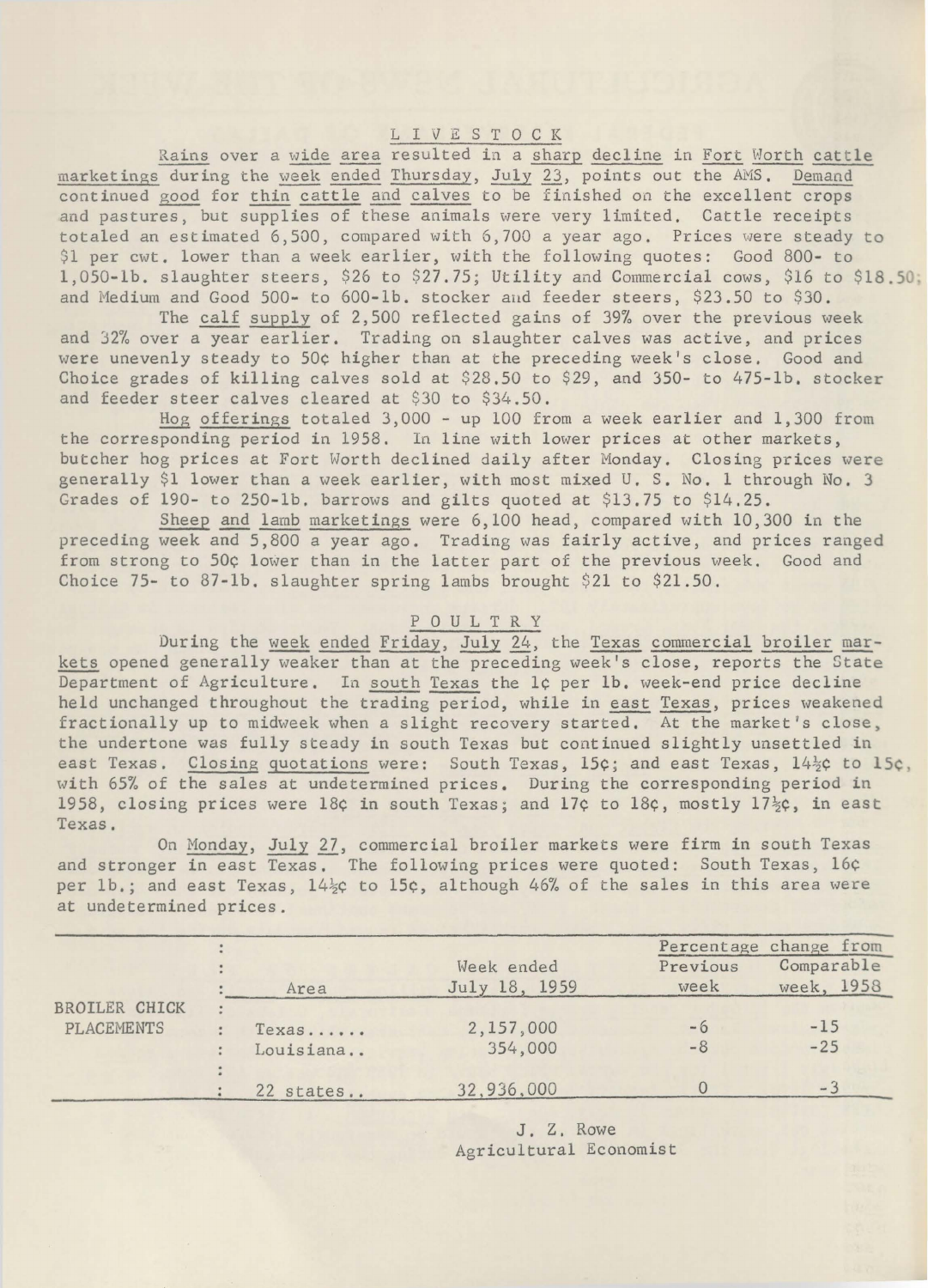## LIVESTOCK

Rains over a wide area resulted in a sharp decline in Fort Worth cattle marketings during the week ended Thursday, July 23, points out the AMS. Demand continued good for thin cattle and calves to be finished on the excellent crops and pastures, but supplies of these animals were very limited. Cattle receipts totaled an estimated 6,500, compared with 6,700 a year ago. Prices were steady to $1 per cwt. lower than a week earlier, with the following quotes: Good 800- to 1,050-lb. slaughter steers, $26 to $27.75; Utility and Commercial cows, $16 to $18.50; and Medium and Good 500- to 600-lb. stocker and feeder steers, $23.50 to $30.

The calf supply of 2,500 reflected gains of 39% over the previous week and 32% over a year earlier. Trading on slaughter calves was active, and prices were unevenly steady to 50¢ higher than at the preceding week's close. Good and Choice grades of killing calves sold at $28.50 to $29, and 350- to 475-lb. stocker and feeder steer calves cleared at $30 to $34.50.

Hog offerings totaled 3,000 - up 100 from a week earlier and 1,300 from the corresponding period in 1958. In line with lower prices at other markets, butcher hog prices at Fort Worth declined daily after Monday. Closing prices were generally $1 lower than a week earlier, with most mixed U. S. No. 1 through No. 3 Grades of 190- to 250-lb. barrows and gilts quoted at $13.75 to $14.25.

Sheep and lamb marketings were 6,100 head, compared with 10,300 in the preceding week and 5,800 a year ago. Trading was fairly active, and prices ranged from strong to 50¢ lower than in the latter part of the previous week. Good and Choice 75- to 87-lb. slaughter spring lambs brought $21 to $21.50.

## POULTRY

During the week ended Friday, July 24, the Texas commercial broiler markets opened generally weaker than at the preceding week's close, reports the State Department of Agriculture. In south Texas the 1¢ per lb. week-end price decline held unchanged throughout the trading period, while in east Texas, prices weakened fractionally up to midweek when a slight recovery started. At the market's close, the undertone was fully steady in south Texas but continued slightly unsettled in east Texas. Closing quotations were: South Texas, 15¢; and east Texas, 14½¢ to 15¢, with 65% of the sales at undetermined prices. During the corresponding period in 1958, closing prices were 18¢ in south Texas; and 17¢ to 18¢, mostly 17½¢, in east Texas.

On Monday, July 27, commercial broiler markets were firm in south Texas and stronger in east Texas. The following prices were quoted: South Texas, 16¢ per lb.; and east Texas, 14½¢ to 15¢, although 46% of the sales in this area were at undetermined prices.

| | | | Percentage change from | |
|---|---|---|---|---|
| | Area | Week ended July 18, 1959 | Previous week | Comparable week, 1958 |
| BROILER CHICK PLACEMENTS | Texas...... | 2,157,000 | -6 | -15 |
| | Louisiana.. | 354,000 | -8 | -25 |
| | 22 states.. | 32,936,000 | 0 | -3 |

J. Z. Rowe
Agricultural Economist